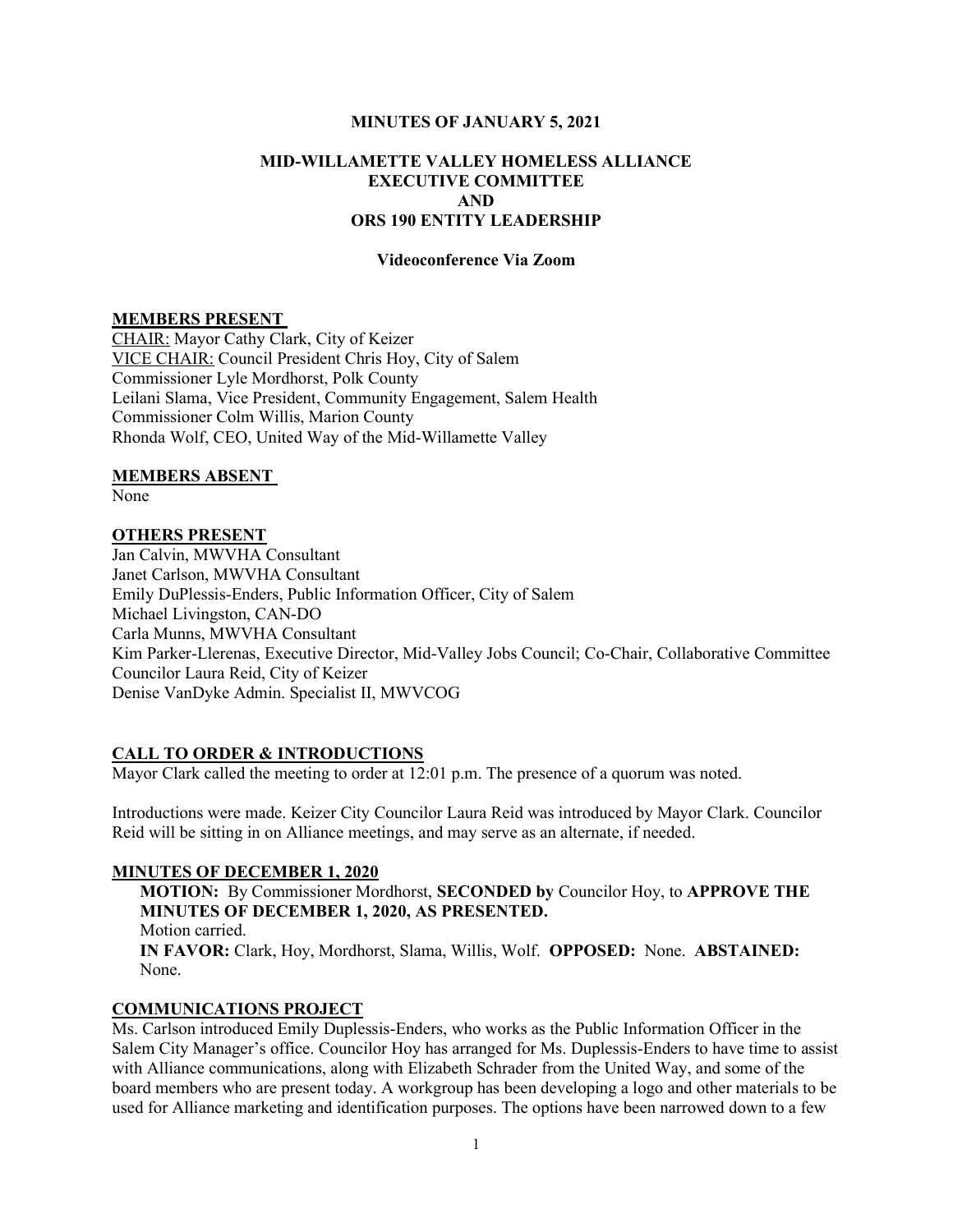**MINUTES OF JANUARY 5, 2021**

**MID-WILLAMETTE VALLEY HOMELESS ALLIANCE**
**EXECUTIVE COMMITTEE**
**AND**
**ORS 190 ENTITY LEADERSHIP**

**Videoconference Via Zoom**

**MEMBERS PRESENT**

CHAIR: Mayor Cathy Clark, City of Keizer
VICE CHAIR: Council President Chris Hoy, City of Salem
Commissioner Lyle Mordhorst, Polk County
Leilani Slama, Vice President, Community Engagement, Salem Health
Commissioner Colm Willis, Marion County
Rhonda Wolf, CEO, United Way of the Mid-Willamette Valley

**MEMBERS ABSENT**

None

**OTHERS PRESENT**

Jan Calvin, MWVHA Consultant
Janet Carlson, MWVHA Consultant
Emily DuPlessis-Enders, Public Information Officer, City of Salem
Michael Livingston, CAN-DO
Carla Munns, MWVHA Consultant
Kim Parker-Llerenas, Executive Director, Mid-Valley Jobs Council; Co-Chair, Collaborative Committee
Councilor Laura Reid, City of Keizer
Denise VanDyke Admin. Specialist II, MWVCOG

**CALL TO ORDER & INTRODUCTIONS**

Mayor Clark called the meeting to order at 12:01 p.m. The presence of a quorum was noted.

Introductions were made. Keizer City Councilor Laura Reid was introduced by Mayor Clark. Councilor Reid will be sitting in on Alliance meetings, and may serve as an alternate, if needed.

**MINUTES OF DECEMBER 1, 2020**

**MOTION:** By Commissioner Mordhorst, **SECONDED by** Councilor Hoy, to **APPROVE THE MINUTES OF DECEMBER 1, 2020, AS PRESENTED.**
Motion carried.
**IN FAVOR:** Clark, Hoy, Mordhorst, Slama, Willis, Wolf. **OPPOSED:** None. **ABSTAINED:** None.

**COMMUNICATIONS PROJECT**

Ms. Carlson introduced Emily Duplessis-Enders, who works as the Public Information Officer in the Salem City Manager's office. Councilor Hoy has arranged for Ms. Duplessis-Enders to have time to assist with Alliance communications, along with Elizabeth Schrader from the United Way, and some of the board members who are present today. A workgroup has been developing a logo and other materials to be used for Alliance marketing and identification purposes. The options have been narrowed down to a few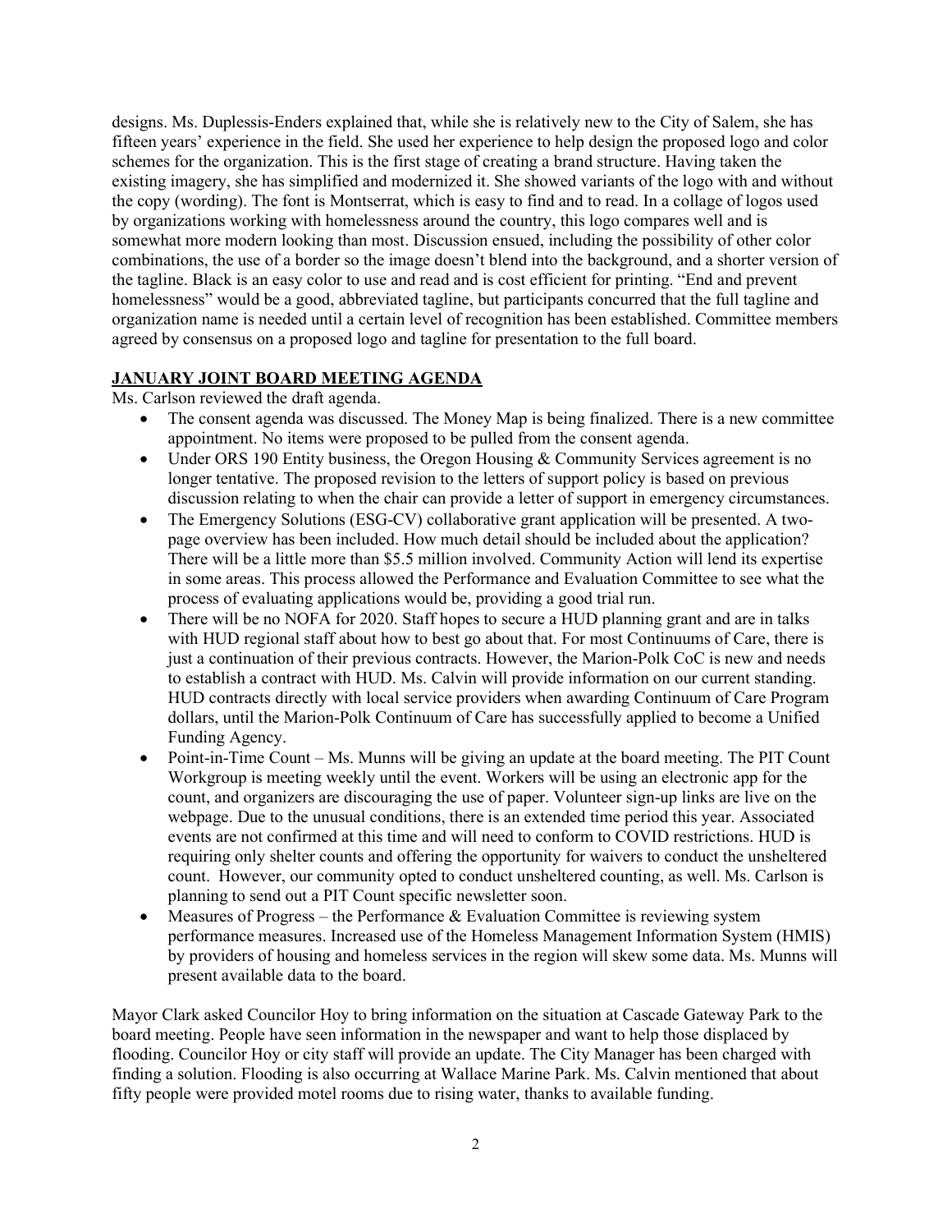designs. Ms. Duplessis-Enders explained that, while she is relatively new to the City of Salem, she has fifteen years' experience in the field. She used her experience to help design the proposed logo and color schemes for the organization. This is the first stage of creating a brand structure. Having taken the existing imagery, she has simplified and modernized it. She showed variants of the logo with and without the copy (wording). The font is Montserrat, which is easy to find and to read. In a collage of logos used by organizations working with homelessness around the country, this logo compares well and is somewhat more modern looking than most. Discussion ensued, including the possibility of other color combinations, the use of a border so the image doesn't blend into the background, and a shorter version of the tagline. Black is an easy color to use and read and is cost efficient for printing. "End and prevent homelessness" would be a good, abbreviated tagline, but participants concurred that the full tagline and organization name is needed until a certain level of recognition has been established. Committee members agreed by consensus on a proposed logo and tagline for presentation to the full board.

## JANUARY JOINT BOARD MEETING AGENDA

Ms. Carlson reviewed the draft agenda.

- The consent agenda was discussed. The Money Map is being finalized. There is a new committee appointment. No items were proposed to be pulled from the consent agenda.
- Under ORS 190 Entity business, the Oregon Housing & Community Services agreement is no longer tentative. The proposed revision to the letters of support policy is based on previous discussion relating to when the chair can provide a letter of support in emergency circumstances.
- The Emergency Solutions (ESG-CV) collaborative grant application will be presented. A two-page overview has been included. How much detail should be included about the application? There will be a little more than $5.5 million involved. Community Action will lend its expertise in some areas. This process allowed the Performance and Evaluation Committee to see what the process of evaluating applications would be, providing a good trial run.
- There will be no NOFA for 2020. Staff hopes to secure a HUD planning grant and are in talks with HUD regional staff about how to best go about that. For most Continuums of Care, there is just a continuation of their previous contracts. However, the Marion-Polk CoC is new and needs to establish a contract with HUD. Ms. Calvin will provide information on our current standing. HUD contracts directly with local service providers when awarding Continuum of Care Program dollars, until the Marion-Polk Continuum of Care has successfully applied to become a Unified Funding Agency.
- Point-in-Time Count – Ms. Munns will be giving an update at the board meeting. The PIT Count Workgroup is meeting weekly until the event. Workers will be using an electronic app for the count, and organizers are discouraging the use of paper. Volunteer sign-up links are live on the webpage. Due to the unusual conditions, there is an extended time period this year. Associated events are not confirmed at this time and will need to conform to COVID restrictions. HUD is requiring only shelter counts and offering the opportunity for waivers to conduct the unsheltered count. However, our community opted to conduct unsheltered counting, as well. Ms. Carlson is planning to send out a PIT Count specific newsletter soon.
- Measures of Progress – the Performance & Evaluation Committee is reviewing system performance measures. Increased use of the Homeless Management Information System (HMIS) by providers of housing and homeless services in the region will skew some data. Ms. Munns will present available data to the board.

Mayor Clark asked Councilor Hoy to bring information on the situation at Cascade Gateway Park to the board meeting. People have seen information in the newspaper and want to help those displaced by flooding. Councilor Hoy or city staff will provide an update. The City Manager has been charged with finding a solution. Flooding is also occurring at Wallace Marine Park. Ms. Calvin mentioned that about fifty people were provided motel rooms due to rising water, thanks to available funding.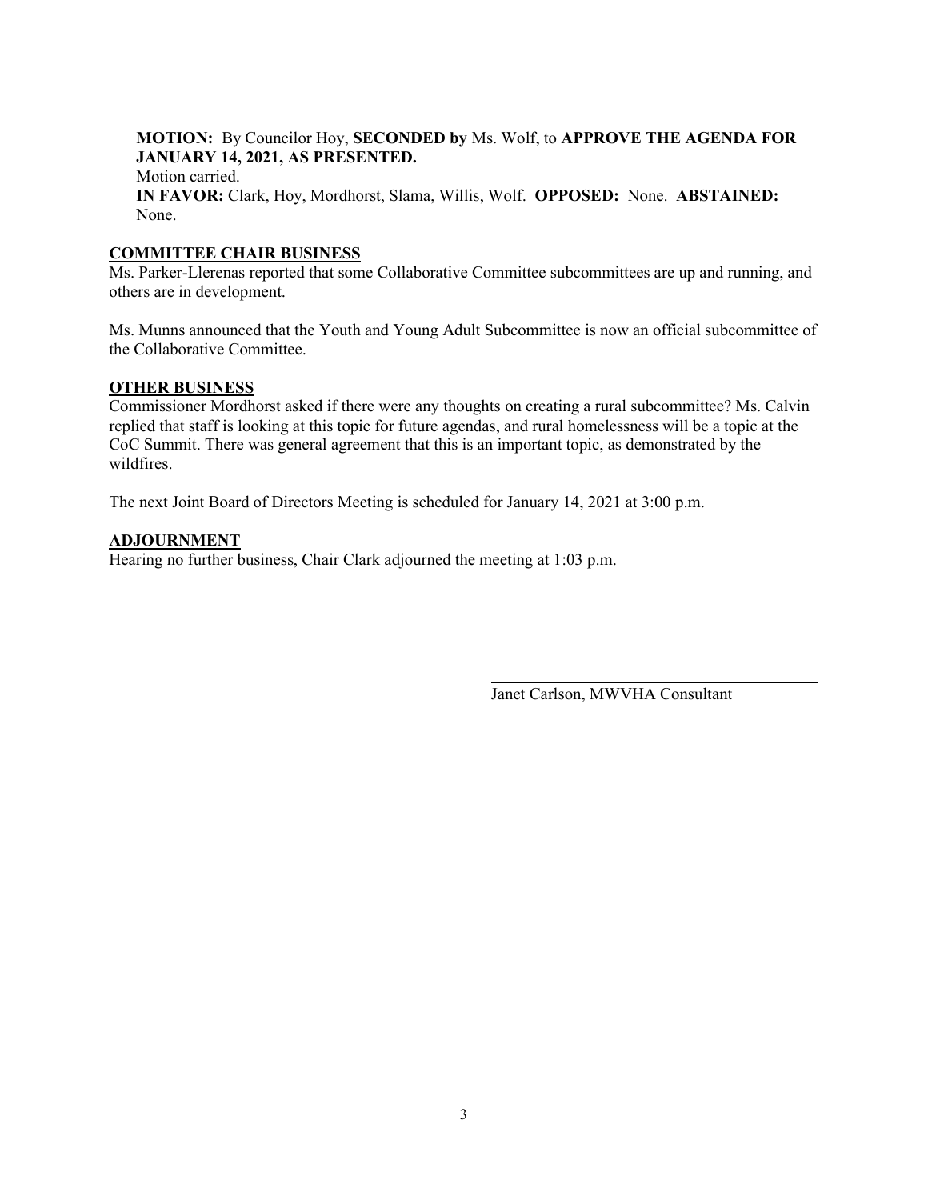**MOTION:** By Councilor Hoy, **SECONDED by** Ms. Wolf, to **APPROVE THE AGENDA FOR JANUARY 14, 2021, AS PRESENTED.**
Motion carried.
**IN FAVOR:** Clark, Hoy, Mordhorst, Slama, Willis, Wolf. **OPPOSED:** None. **ABSTAINED:** None.

## COMMITTEE CHAIR BUSINESS

Ms. Parker-Llerenas reported that some Collaborative Committee subcommittees are up and running, and others are in development.

Ms. Munns announced that the Youth and Young Adult Subcommittee is now an official subcommittee of the Collaborative Committee.

## OTHER BUSINESS

Commissioner Mordhorst asked if there were any thoughts on creating a rural subcommittee? Ms. Calvin replied that staff is looking at this topic for future agendas, and rural homelessness will be a topic at the CoC Summit. There was general agreement that this is an important topic, as demonstrated by the wildfires.

The next Joint Board of Directors Meeting is scheduled for January 14, 2021 at 3:00 p.m.

## ADJOURNMENT

Hearing no further business, Chair Clark adjourned the meeting at 1:03 p.m.

Janet Carlson, MWVHA Consultant